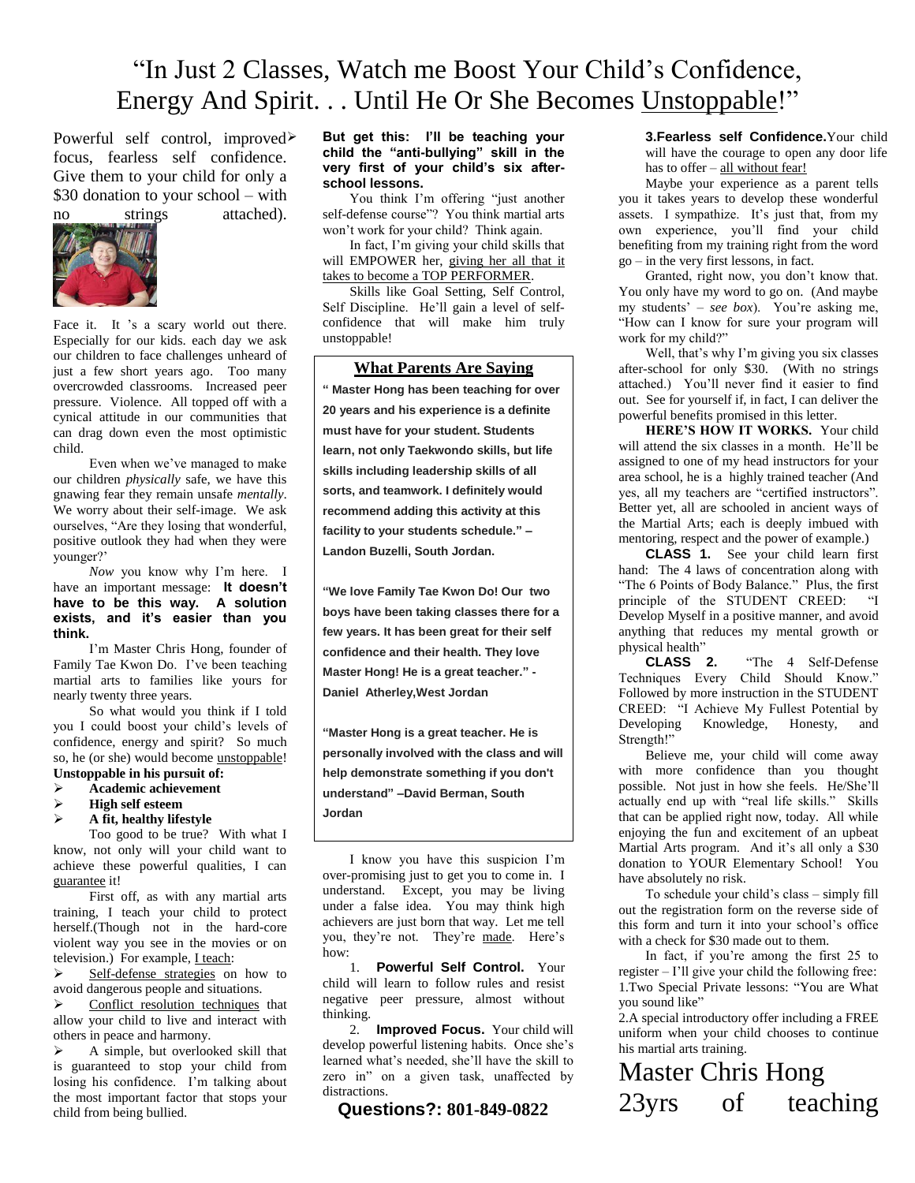# "In Just 2 Classes, Watch me Boost Your Child's Confidence, Energy And Spirit. . . Until He Or She Becomes Unstoppable!"

Powerful self control, improved focus, fearless self confidence. Give them to your child for only a $30 donation to your school – with no strings attached).

Face it. It 's a scary world out there. Especially for our kids. each day we ask our children to face challenges unheard of just a few short years ago. Too many overcrowded classrooms. Increased peer pressure. Violence. All topped off with a cynical attitude in our communities that can drag down even the most optimistic child.

Even when we've managed to make our children *physically* safe, we have this gnawing fear they remain unsafe *mentally*. We worry about their self-image. We ask ourselves, "Are they losing that wonderful, positive outlook they had when they were younger?'

*Now* you know why I'm here. I have an important message: **It doesn't have to be this way. A solution exists, and it's easier than you think.**

I'm Master Chris Hong, founder of Family Tae Kwon Do. I've been teaching martial arts to families like yours for nearly twenty three years.

So what would you think if I told you I could boost your child's levels of confidence, energy and spirit? So much so, he (or she) would become unstoppable!

**Unstoppable in his pursuit of:**

- **Academic achievement**
- **High self esteem**
- **A fit, healthy lifestyle**

Too good to be true? With what I know, not only will your child want to achieve these powerful qualities, I can guarantee it!

First off, as with any martial arts training, I teach your child to protect herself.(Though not in the hard-core violent way you see in the movies or on television.) For example, I teach:

- Self-defense strategies on how to avoid dangerous people and situations.
- Conflict resolution techniques that allow your child to live and interact with others in peace and harmony.
- A simple, but overlooked skill that is guaranteed to stop your child from losing his confidence. I'm talking about the most important factor that stops your child from being bullied.

**But get this: I'll be teaching your child the "anti-bullying" skill in the very first of your child's six after-school lessons.**

You think I'm offering "just another self-defense course"? You think martial arts won't work for your child? Think again.

In fact, I'm giving your child skills that will EMPOWER her, giving her all that it takes to become a TOP PERFORMER.

Skills like Goal Setting, Self Control, Self Discipline. He'll gain a level of self-confidence that will make him truly unstoppable!

## What Parents Are Saying

**" Master Hong has been teaching for over 20 years and his experience is a definite must have for your student. Students learn, not only Taekwondo skills, but life skills including leadership skills of all sorts, and teamwork. I definitely would recommend adding this activity at this facility to your students schedule." – Landon Buzelli, South Jordan.**

**"We love Family Tae Kwon Do! Our two boys have been taking classes there for a few years. It has been great for their self confidence and their health. They love Master Hong! He is a great teacher." - Daniel Atherley,West Jordan**

**"Master Hong is a great teacher. He is personally involved with the class and will help demonstrate something if you don't understand" –David Berman, South Jordan**

I know you have this suspicion I'm over-promising just to get you to come in. I understand. Except, you may be living under a false idea. You may think high achievers are just born that way. Let me tell you, they're not. They're made. Here's how:

1. **Powerful Self Control.** Your child will learn to follow rules and resist negative peer pressure, almost without thinking.
2. **Improved Focus.** Your child will develop powerful listening habits. Once she's learned what's needed, she'll have the skill to zero in" on a given task, unaffected by distractions.

**Questions?: 801-849-0822**

3. **Fearless self Confidence.** Your child will have the courage to open any door life has to offer – all without fear!

Maybe your experience as a parent tells you it takes years to develop these wonderful assets. I sympathize. It's just that, from my own experience, you'll find your child benefiting from my training right from the word go – in the very first lessons, in fact.

Granted, right now, you don't know that. You only have my word to go on. (And maybe my students' – *see box*). You're asking me, "How can I know for sure your program will work for my child?"

Well, that's why I'm giving you six classes after-school for only $30. (With no strings attached.) You'll never find it easier to find out. See for yourself if, in fact, I can deliver the powerful benefits promised in this letter.

**HERE'S HOW IT WORKS.** Your child will attend the six classes in a month. He'll be assigned to one of my head instructors for your area school, he is a highly trained teacher (And yes, all my teachers are "certified instructors". Better yet, all are schooled in ancient ways of the Martial Arts; each is deeply imbued with mentoring, respect and the power of example.)

**CLASS 1.** See your child learn first hand: The 4 laws of concentration along with "The 6 Points of Body Balance." Plus, the first principle of the STUDENT CREED: "I Develop Myself in a positive manner, and avoid anything that reduces my mental growth or physical health"

**CLASS 2.** "The 4 Self-Defense Techniques Every Child Should Know." Followed by more instruction in the STUDENT CREED: "I Achieve My Fullest Potential by Developing Knowledge, Honesty, and Strength!"

Believe me, your child will come away with more confidence than you thought possible. Not just in how she feels. He/She'll actually end up with "real life skills." Skills that can be applied right now, today. All while enjoying the fun and excitement of an upbeat Martial Arts program. And it's all only a $30 donation to YOUR Elementary School! You have absolutely no risk.

To schedule your child's class – simply fill out the registration form on the reverse side of this form and turn it into your school's office with a check for $30 made out to them.

In fact, if you're among the first 25 to register – I'll give your child the following free:
1.Two Special Private lessons: "You are What you sound like"
2.A special introductory offer including a FREE uniform when your child chooses to continue his martial arts training.

Master Chris Hong
23yrs of teaching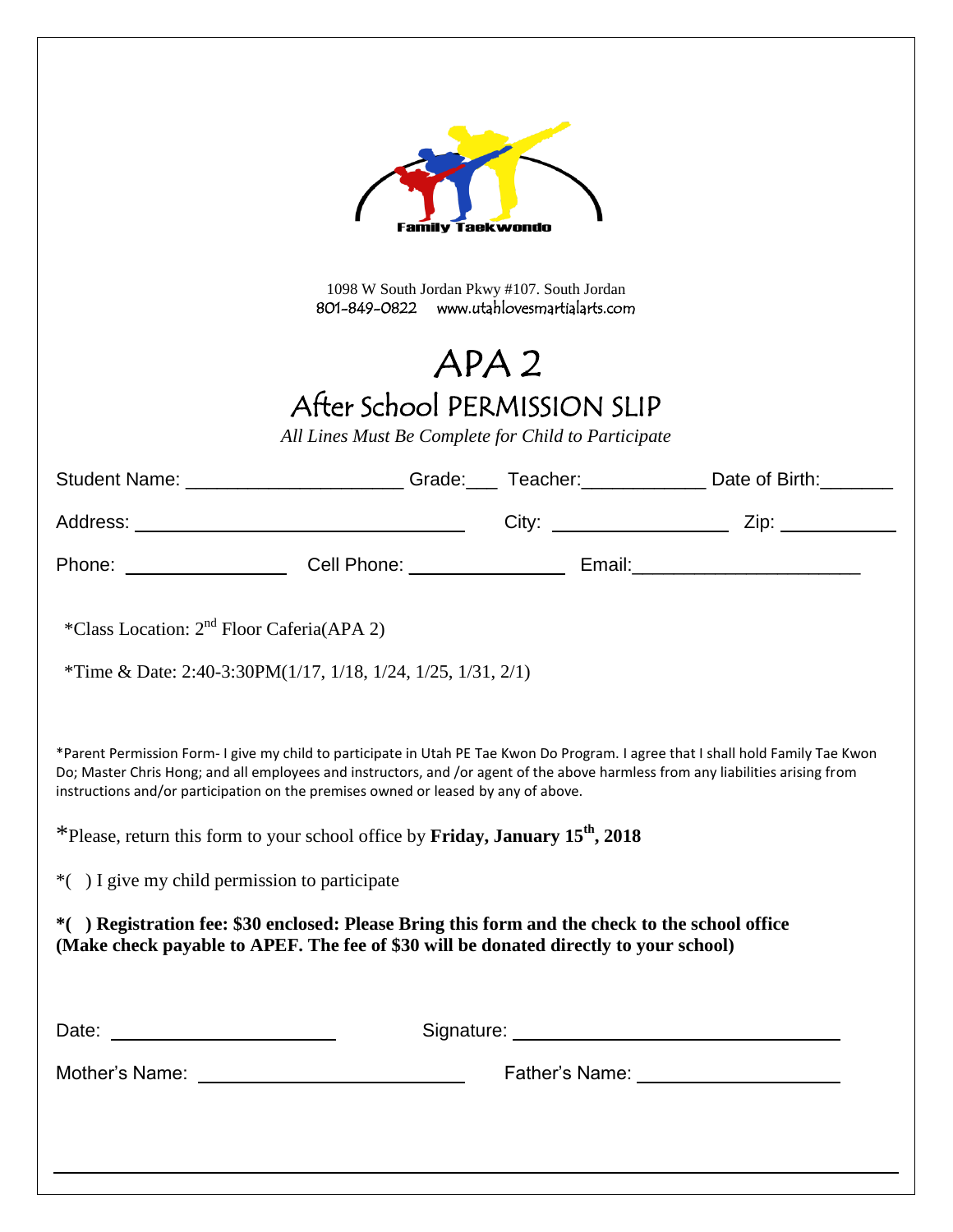Family Taekwondo

1098 W South Jordan Pkwy #107. South Jordan
801-849-0822 www.utahlovesmartialarts.com

# APA 2

## After School PERMISSION SLIP

*All Lines Must Be Complete for Child to Participate*

Student Name: ____________________ Grade:___ Teacher:___________ Date of Birth:_______

Address: ______________________________ City: ________________ Zip: ___________

Phone: _______________ Cell Phone: ______________ Email:_____________________

*Class Location: 2nd Floor Caferia(APA 2)

*Time & Date: 2:40-3:30PM(1/17, 1/18, 1/24, 1/25, 1/31, 2/1)

*Parent Permission Form- I give my child to participate in Utah PE Tae Kwon Do Program. I agree that I shall hold Family Tae Kwon Do; Master Chris Hong; and all employees and instructors, and /or agent of the above harmless from any liabilities arising from instructions and/or participation on the premises owned or leased by any of above.

*Please, return this form to your school office by **Friday, January 15th, 2018**

*( ) I give my child permission to participate

**\*( ) Registration fee: $30 enclosed: Please Bring this form and the check to the school office (Make check payable to APEF. The fee of $30 will be donated directly to your school)**

Date: ____________________ Signature: ______________________________

Mother's Name: ________________________ Father's Name: ___________________